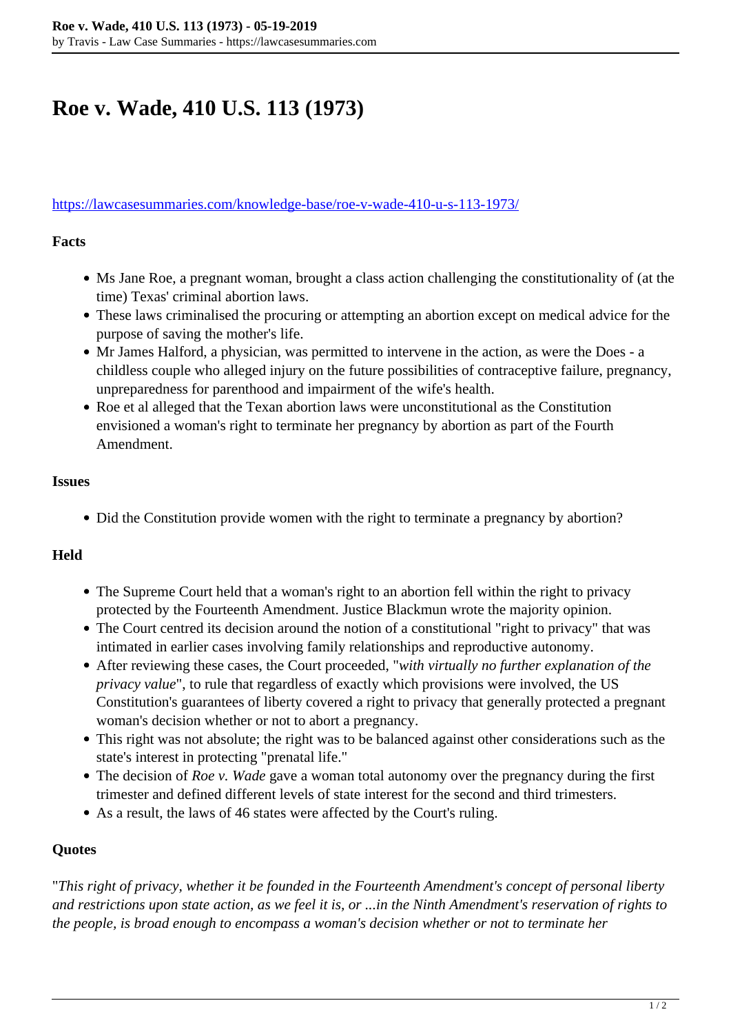# Roe v. Wade, 410 U.S. 113 (1973)

https://lawcasesummaries.com/knowledge-base/roe-v-wade-410-u-s-113-1973/

**Facts**

- Ms Jane Roe, a pregnant woman, brought a class action challenging the constitutionality of (at the time) Texas' criminal abortion laws.
- These laws criminalised the procuring or attempting an abortion except on medical advice for the purpose of saving the mother's life.
- Mr James Halford, a physician, was permitted to intervene in the action, as were the Does - a childless couple who alleged injury on the future possibilities of contraceptive failure, pregnancy, unpreparedness for parenthood and impairment of the wife's health.
- Roe et al alleged that the Texan abortion laws were unconstitutional as the Constitution envisioned a woman's right to terminate her pregnancy by abortion as part of the Fourth Amendment.

**Issues**

- Did the Constitution provide women with the right to terminate a pregnancy by abortion?

**Held**

- The Supreme Court held that a woman's right to an abortion fell within the right to privacy protected by the Fourteenth Amendment. Justice Blackmun wrote the majority opinion.
- The Court centred its decision around the notion of a constitutional "right to privacy" that was intimated in earlier cases involving family relationships and reproductive autonomy.
- After reviewing these cases, the Court proceeded, "*with virtually no further explanation of the privacy value*", to rule that regardless of exactly which provisions were involved, the US Constitution's guarantees of liberty covered a right to privacy that generally protected a pregnant woman's decision whether or not to abort a pregnancy.
- This right was not absolute; the right was to be balanced against other considerations such as the state's interest in protecting "prenatal life."
- The decision of *Roe v. Wade* gave a woman total autonomy over the pregnancy during the first trimester and defined different levels of state interest for the second and third trimesters.
- As a result, the laws of 46 states were affected by the Court's ruling.

**Quotes**

"*This right of privacy, whether it be founded in the Fourteenth Amendment's concept of personal liberty and restrictions upon state action, as we feel it is, or ...in the Ninth Amendment's reservation of rights to the people, is broad enough to encompass a woman's decision whether or not to terminate her*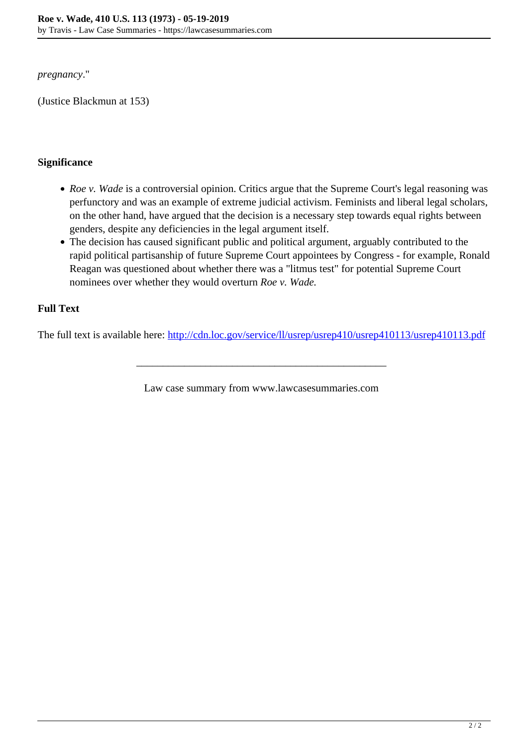*pregnancy*."

(Justice Blackmun at 153)

**Significance**

- *Roe v. Wade* is a controversial opinion. Critics argue that the Supreme Court's legal reasoning was perfunctory and was an example of extreme judicial activism. Feminists and liberal legal scholars, on the other hand, have argued that the decision is a necessary step towards equal rights between genders, despite any deficiencies in the legal argument itself.
- The decision has caused significant public and political argument, arguably contributed to the rapid political partisanship of future Supreme Court appointees by Congress - for example, Ronald Reagan was questioned about whether there was a "litmus test" for potential Supreme Court nominees over whether they would overturn *Roe v. Wade.*

**Full Text**

The full text is available here: http://cdn.loc.gov/service/ll/usrep/usrep410/usrep410113/usrep410113.pdf

---

Law case summary from www.lawcasesummaries.com